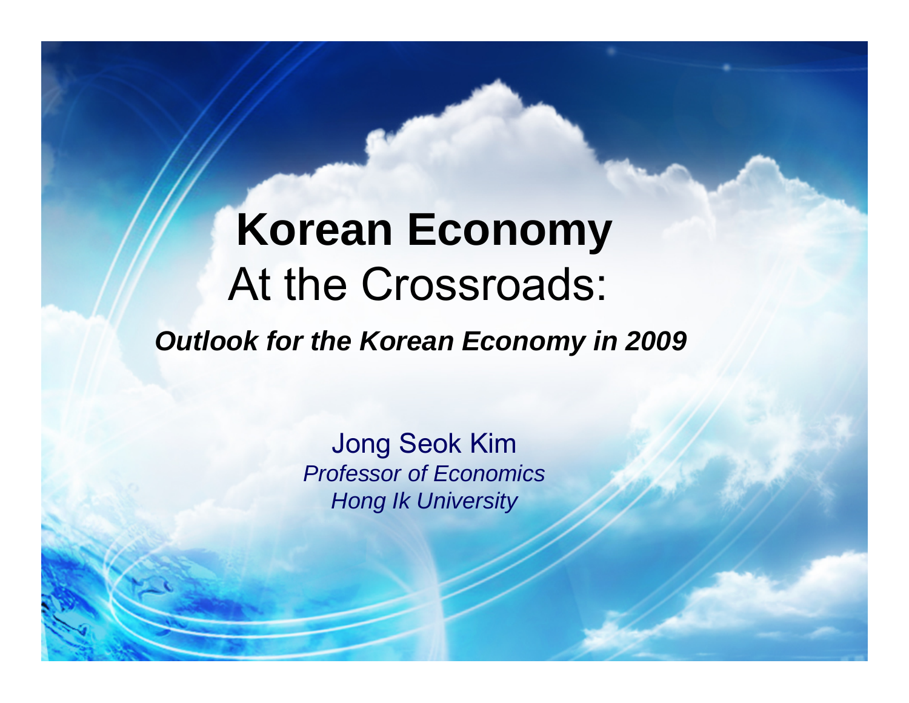# **Korean Economy** At the Crossroads:

***Outlook for the Korean Economy in 2009***

Jong Seok Kim

*Professor of Economics*

*Hong Ik University*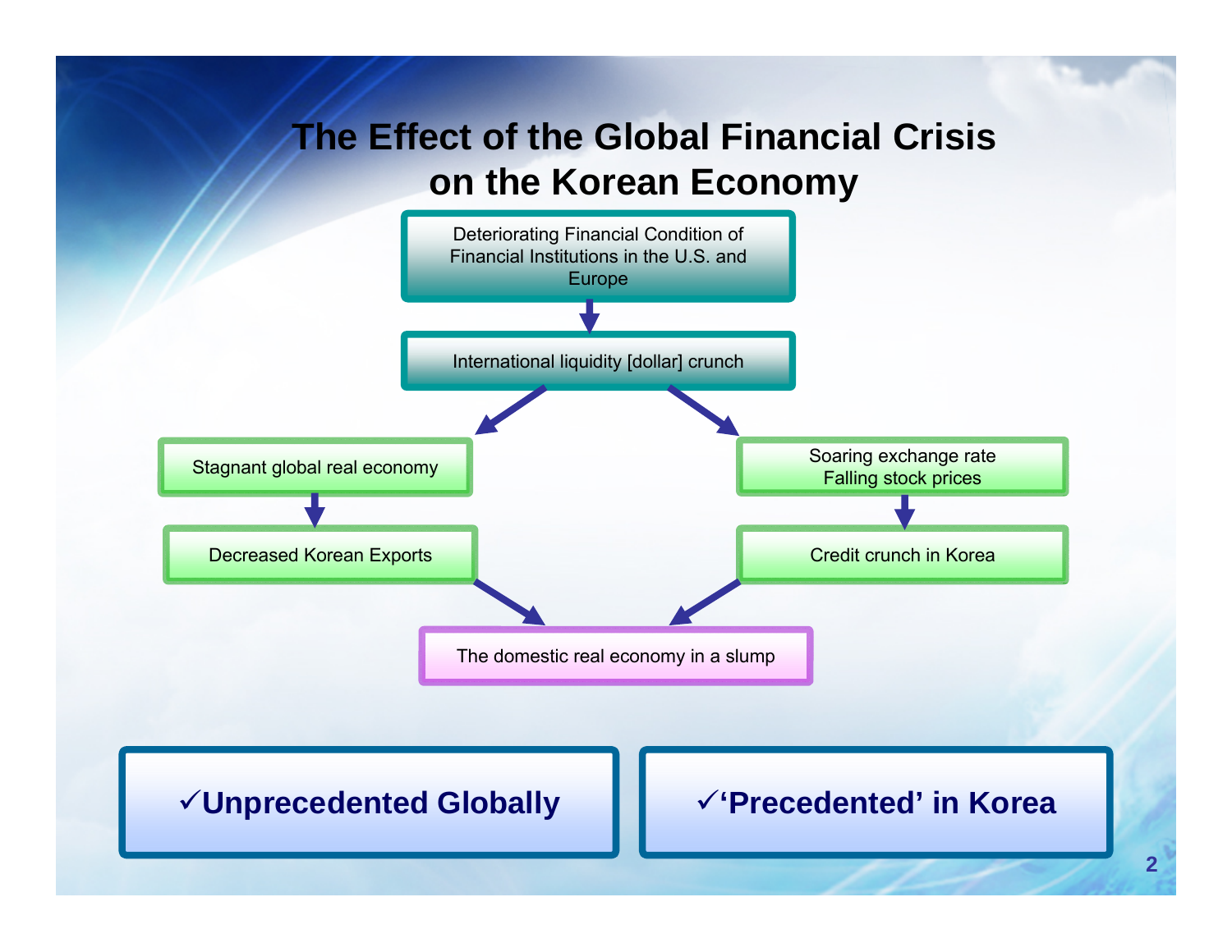# The Effect of the Global Financial Crisis on the Korean Economy

Deteriorating Financial Condition of Financial Institutions in the U.S. and Europe

↓

International liquidity [dollar] crunch

↙ ↘

| | |
|---|---|
| Stagnant global real economy | Soaring exchange rate<br>Falling stock prices |
| ↓ | ↓ |
| Decreased Korean Exports | Credit crunch in Korea |

↘ ↙

The domestic real economy in a slump

**✓Unprecedented Globally**

**✓'Precedented' in Korea**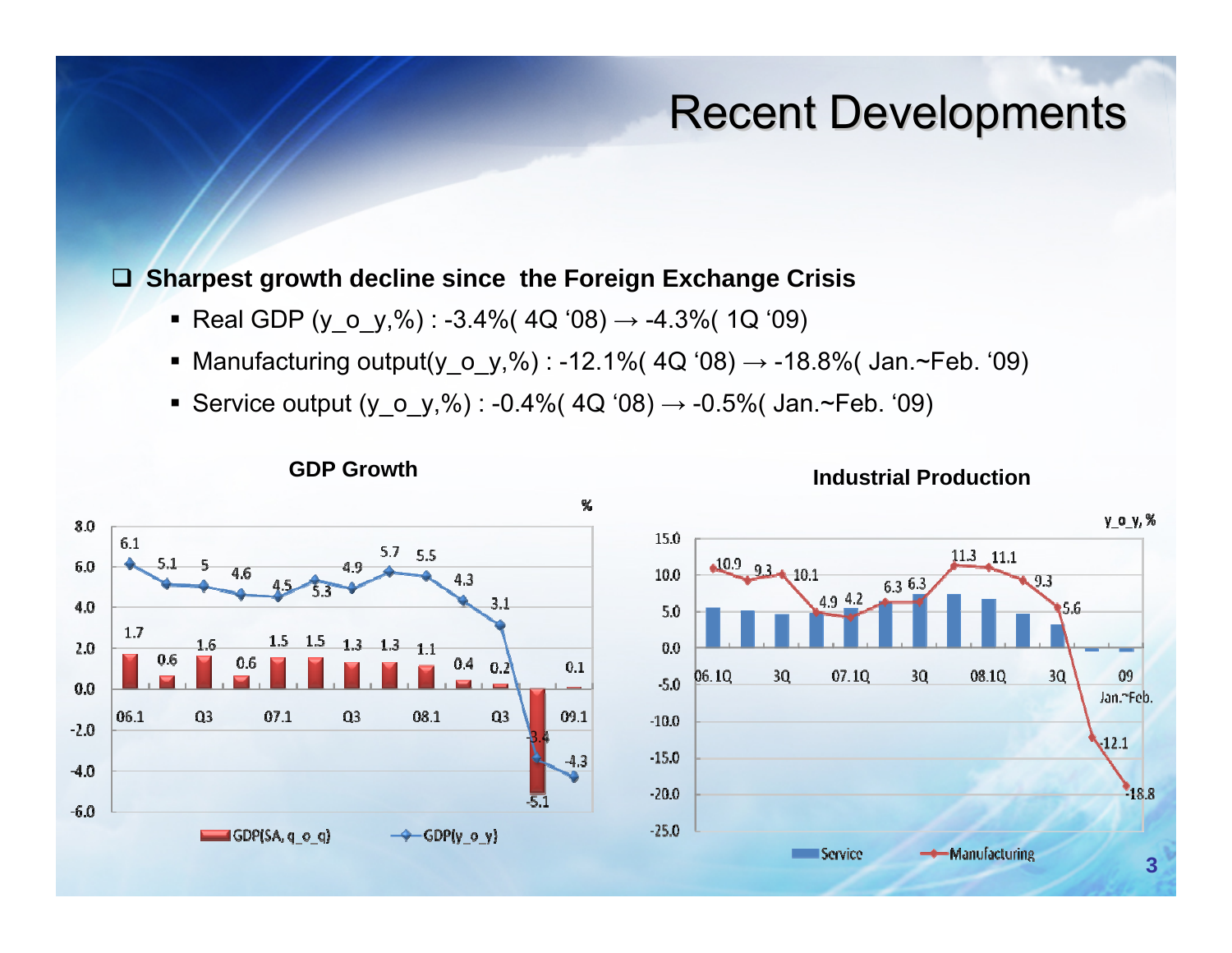# Recent Developments

- **Sharpest growth decline since the Foreign Exchange Crisis**
  - Real GDP (y_o_y,%) : -3.4%( 4Q '08) → -4.3%( 1Q '09)
  - Manufacturing output(y_o_y,%) : -12.1%( 4Q '08) → -18.8%( Jan.~Feb. '09)
  - Service output (y_o_y,%) : -0.4%( 4Q '08) → -0.5%( Jan.~Feb. '09)

**GDP Growth**

%

| Quarter | GDP(SA, q_o_q) | GDP(y_o_y) |
|---|---|---|
| 06.1 | 1.7 | 6.1 |
|  | 0.6 | 5.1 |
| Q3 | 1.6 | 5 |
|  | 0.6 | 4.6 |
| 07.1 | 1.5 | 4.5 |
|  | 1.5 | 5.3 |
| Q3 | 1.3 | 4.9 |
|  | 1.3 | 5.7 |
| 08.1 | 1.1 | 5.5 |
|  | 0.4 | 4.3 |
| Q3 | 0.2 | 3.1 |
|  | -5.1 | -3.4 |
| 09.1 | 0.1 | -4.3 |

**Industrial Production**

y_o_y, %

| Period | Manufacturing |
|---|---|
| 06.1Q | 10.9 |
|  | 9.3 |
| 3Q | 10.1 |
|  | 4.9 |
| 07.1Q | 4.2 |
|  | 6.3 |
| 3Q | 6.3 |
|  | 11.3 |
| 08.1Q | 11.1 |
|  | 9.3 |
| 3Q | 5.6 |
|  | -12.1 |
| 09 Jan.~Feb. | -18.8 |

Service, Manufacturing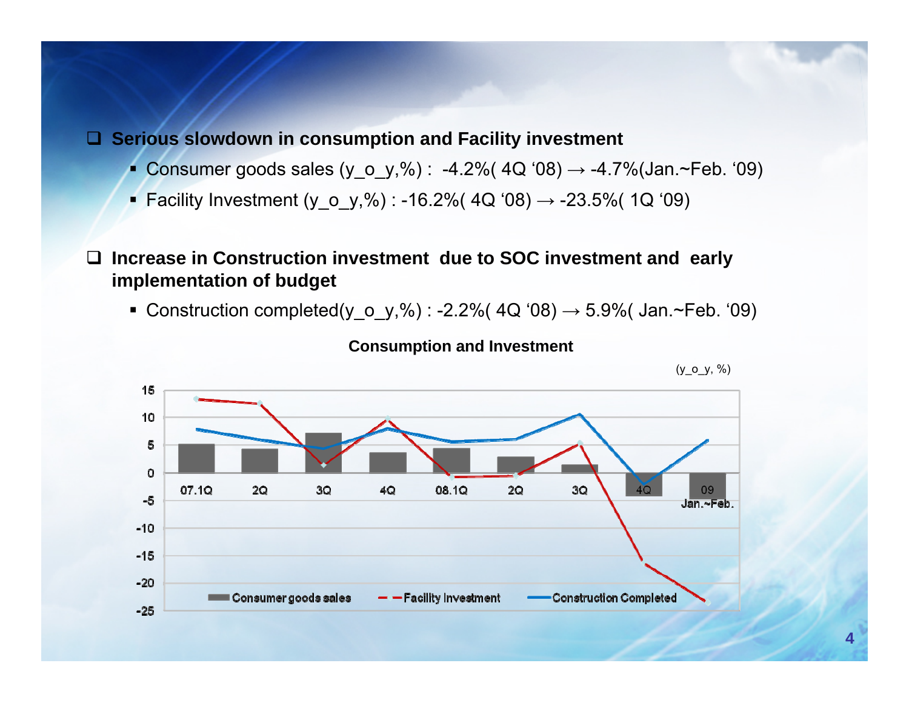- **Serious slowdown in consumption and Facility investment**
  - Consumer goods sales (y_o_y,%) : -4.2%( 4Q '08) → -4.7%(Jan.~Feb. '09)
  - Facility Investment (y_o_y,%) : -16.2%( 4Q '08) → -23.5%( 1Q '09)

- **Increase in Construction investment due to SOC investment and early implementation of budget**
  - Construction completed(y_o_y,%) : -2.2%( 4Q '08) → 5.9%( Jan.~Feb. '09)

**Consumption and Investment**

(y_o_y, %)

Legend: Consumer goods sales, Facility Investment, Construction Completed

X-axis: 07.1Q, 2Q, 3Q, 4Q, 08.1Q, 2Q, 3Q, 4Q, 09 Jan.~Feb.

Y-axis: 15, 10, 5, 0, -5, -10, -15, -20, -25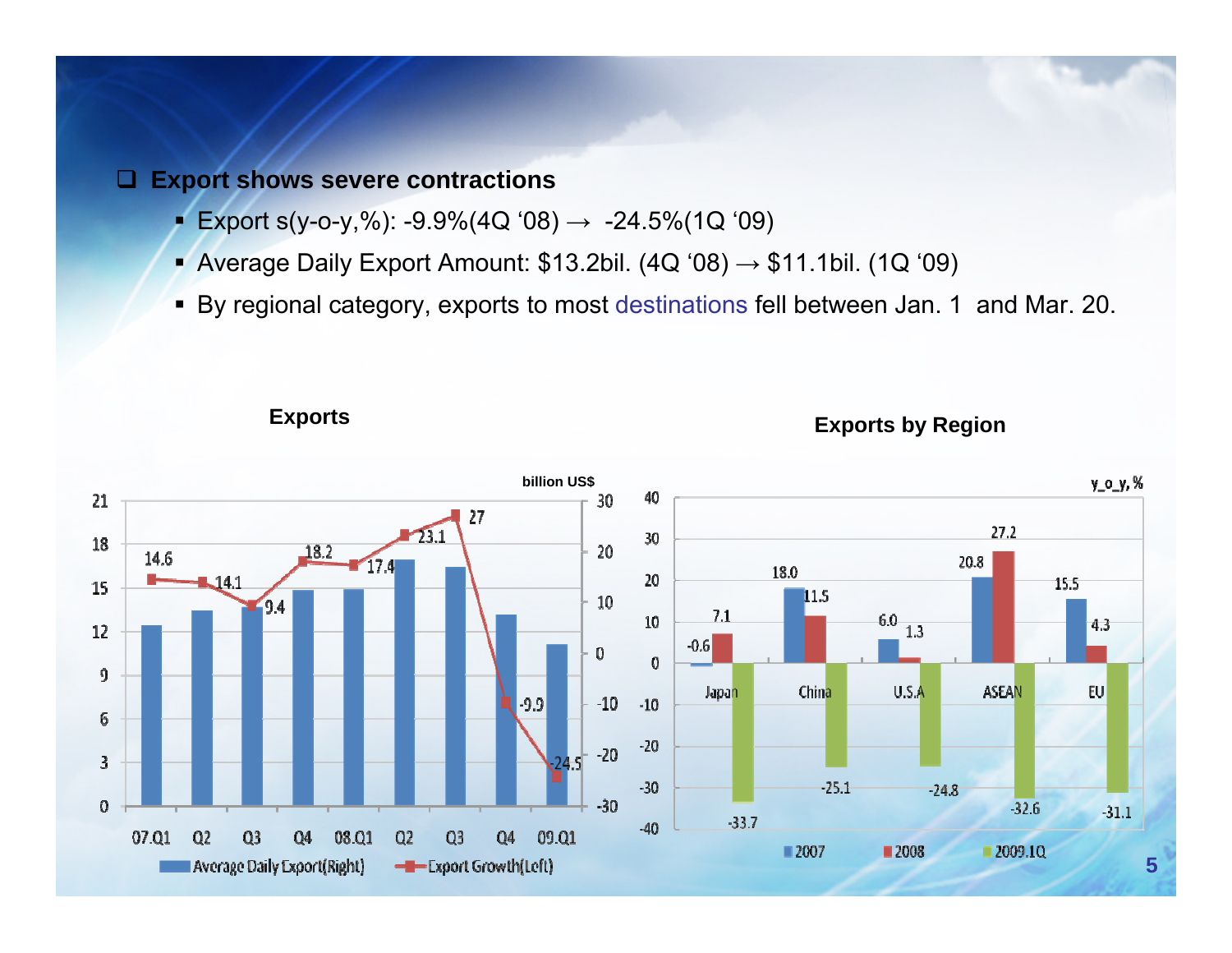- **Export shows severe contractions**
  - Export s(y-o-y,%): -9.9%(4Q '08) → -24.5%(1Q '09)
  - Average Daily Export Amount: $13.2bil. (4Q '08) → $11.1bil. (1Q '09)
  - By regional category, exports to most destinations fell between Jan. 1 and Mar. 20.

**Exports**

billion US$

| | 07.Q1 | Q2 | Q3 | Q4 | 08.Q1 | Q2 | Q3 | Q4 | 09.Q1 |
|---|---|---|---|---|---|---|---|---|---|
| Export Growth(Left) | 14.6 | 14.1 | 9.4 | 18.2 | 17.4 | 23.1 | 27 | -9.9 | -24.5 |

Legend: Average Daily Export(Right), Export Growth(Left)

**Exports by Region**

y_o_y, %

| | Japan | China | U.S.A | ASEAN | EU |
|---|---|---|---|---|---|
| 2007 | -0.6 | 18.0 | 6.0 | 20.8 | 15.5 |
| 2008 | 7.1 | 11.5 | 1.3 | 27.2 | 4.3 |
| 2009.1Q | -33.7 | -25.1 | -24.8 | -32.6 | -31.1 |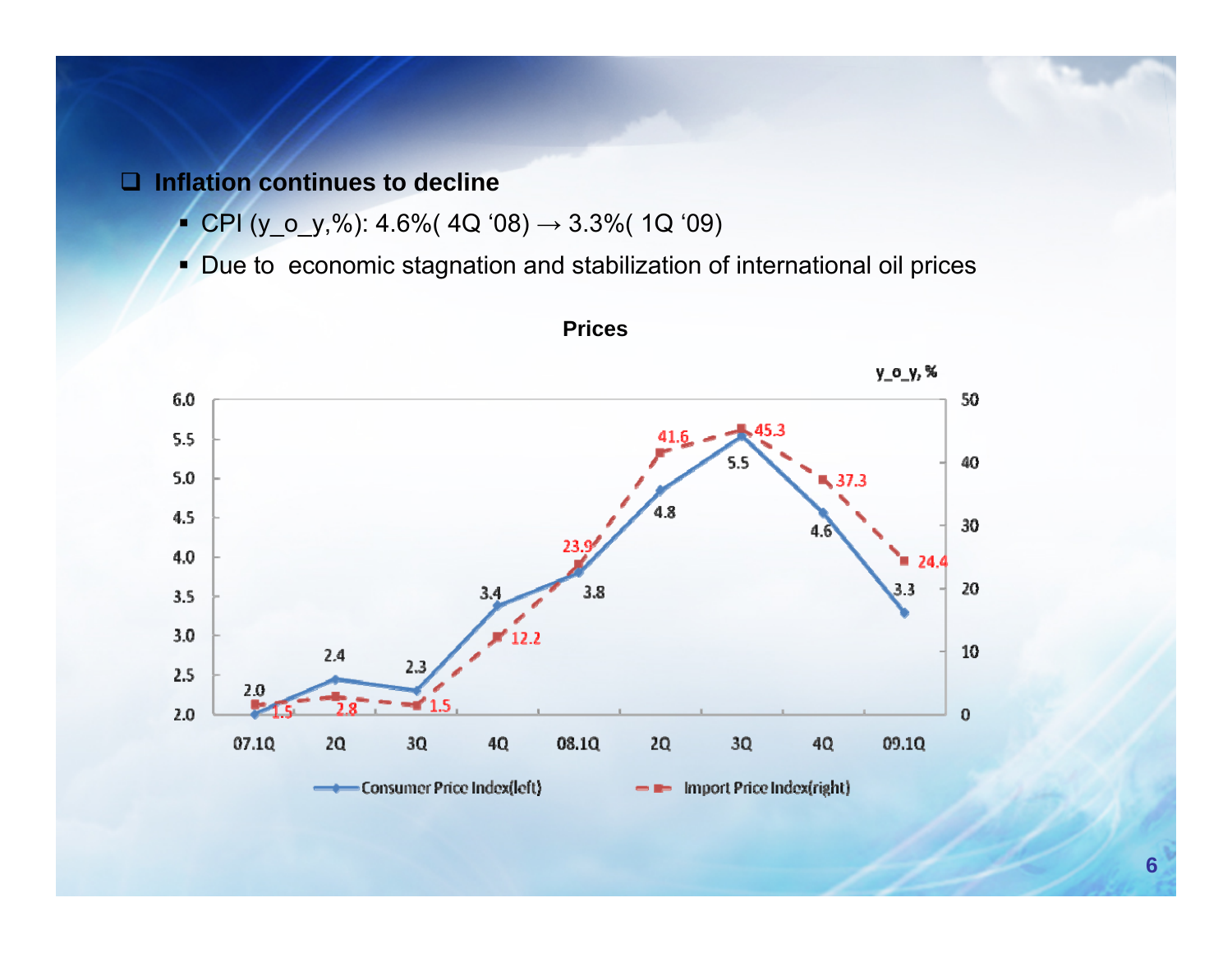- **Inflation continues to decline**
  - CPI (y_o_y,%): 4.6%( 4Q '08) → 3.3%( 1Q '09)
  - Due to economic stagnation and stabilization of international oil prices

**Prices**

y_o_y, %

| | 07.1Q | 2Q | 3Q | 4Q | 08.1Q | 2Q | 3Q | 4Q | 09.1Q |
|---|---|---|---|---|---|---|---|---|---|
| Consumer Price Index(left) | 2.0 | 2.4 | 2.3 | 3.4 | 3.8 | 4.8 | 5.5 | 4.6 | 3.3 |
| Import Price Index(right) | 1.5 | 2.8 | 1.5 | 12.2 | 23.9 | 41.6 | 45.3 | 37.3 | 24.4 |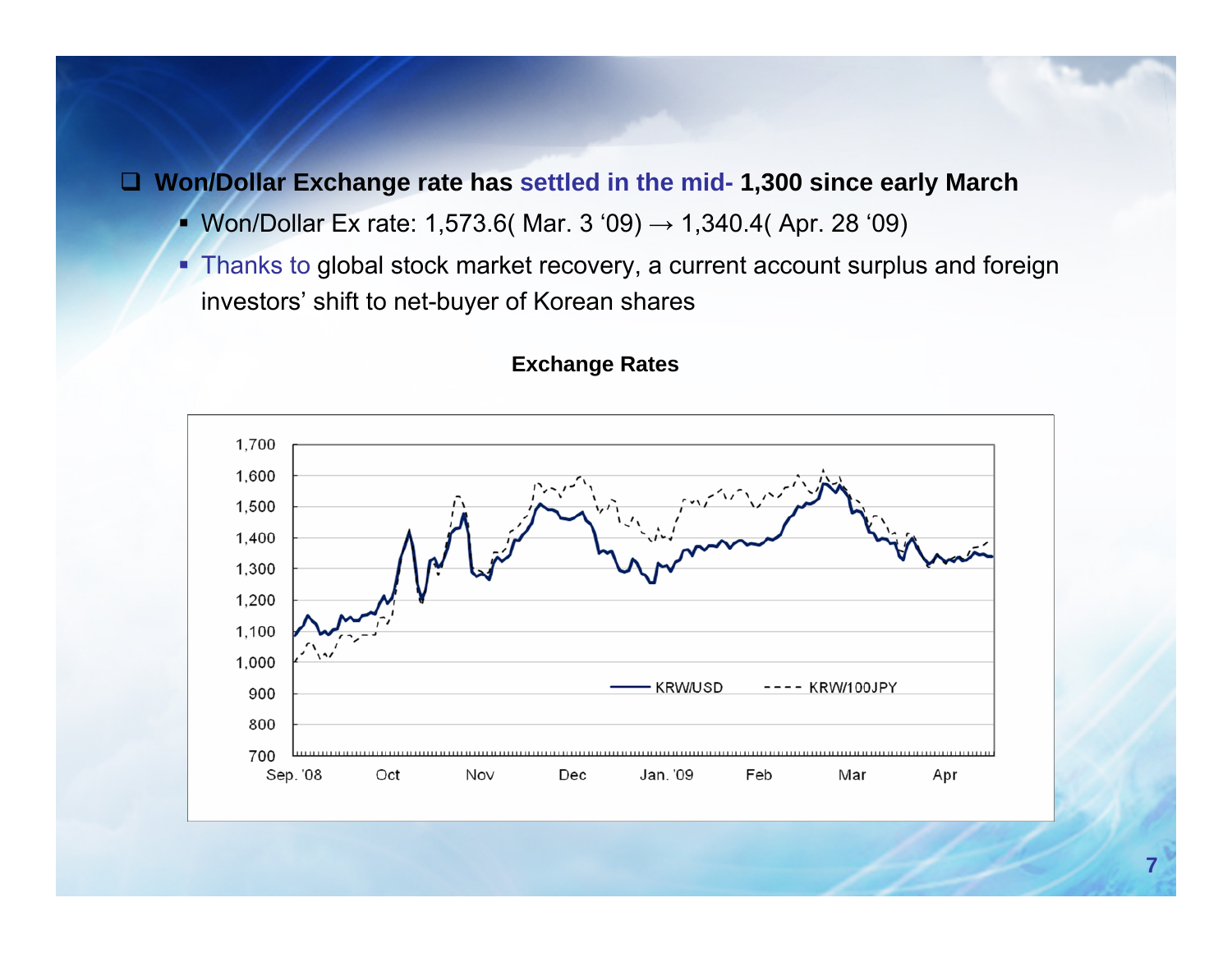- **Won/Dollar Exchange rate has settled in the mid- 1,300 since early March**
  - Won/Dollar Ex rate: 1,573.6( Mar. 3 '09) → 1,340.4( Apr. 28 '09)
  - Thanks to global stock market recovery, a current account surplus and foreign investors' shift to net-buyer of Korean shares

**Exchange Rates**

KRW/USD, KRW/100JPY (Sep. '08 – Apr '09; y-axis 700–1,700)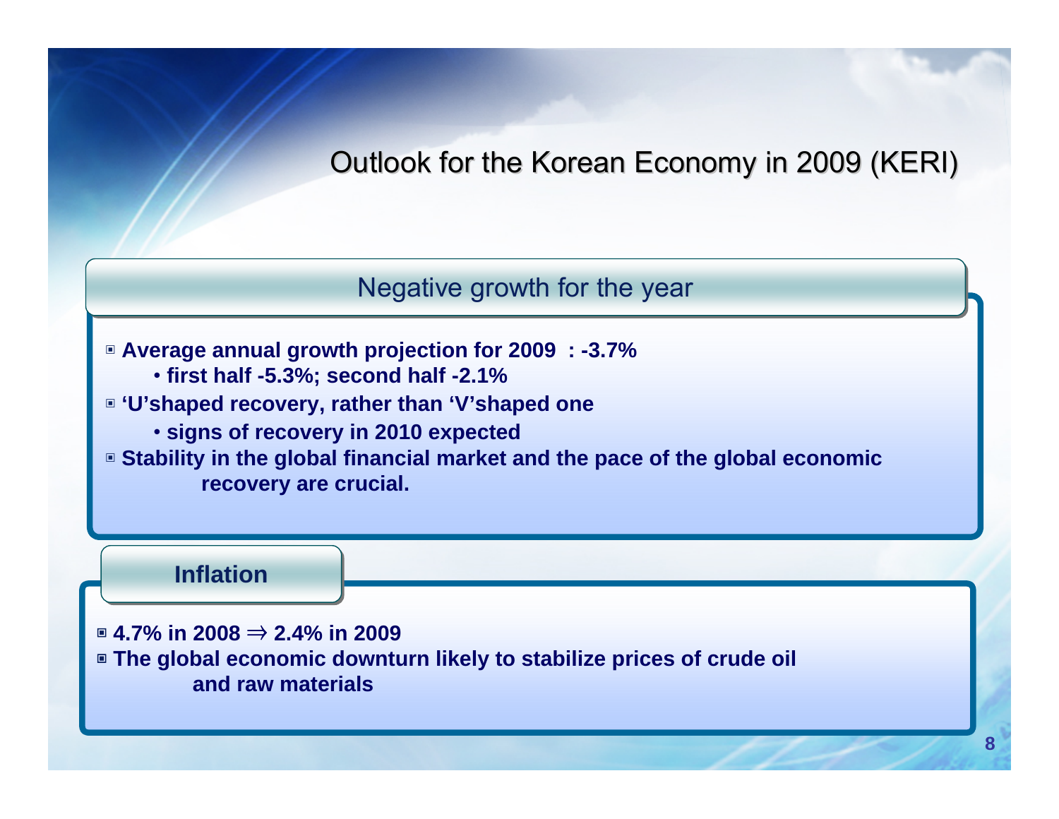# Outlook for the Korean Economy in 2009 (KERI)

## Negative growth for the year

- **Average annual growth projection for 2009 : -3.7%**
  - **first half -5.3%; second half -2.1%**
- **'U'shaped recovery, rather than 'V'shaped one**
  - **signs of recovery in 2010 expected**
- **Stability in the global financial market and the pace of the global economic recovery are crucial.**

## Inflation

- **4.7% in 2008 ⇒ 2.4% in 2009**
- **The global economic downturn likely to stabilize prices of crude oil and raw materials**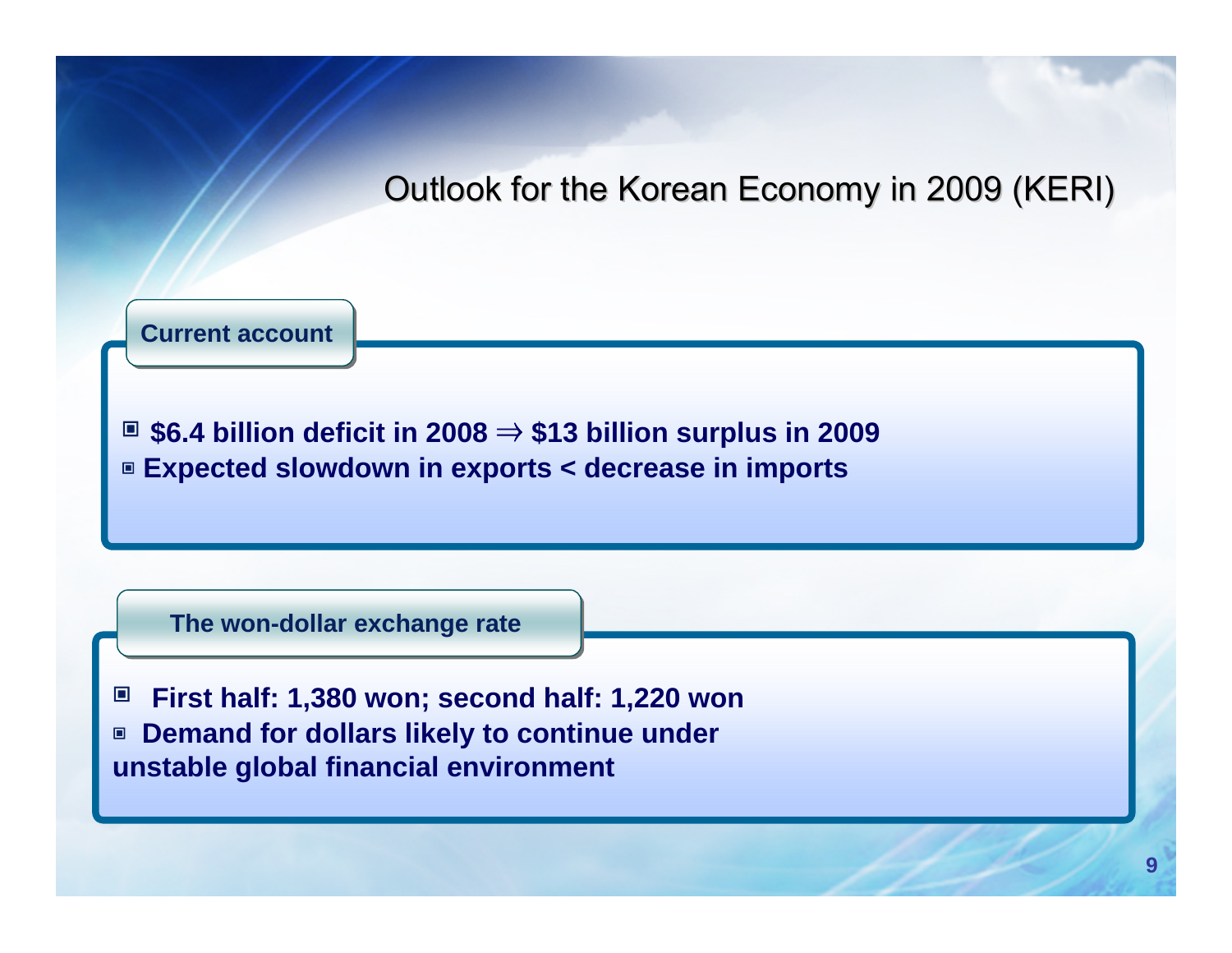# Outlook for the Korean Economy in 2009 (KERI)

## Current account

- $6.4 billion deficit in 2008 ⇒ $13 billion surplus in 2009
- Expected slowdown in exports < decrease in imports

## The won-dollar exchange rate

- First half: 1,380 won; second half: 1,220 won
- Demand for dollars likely to continue under unstable global financial environment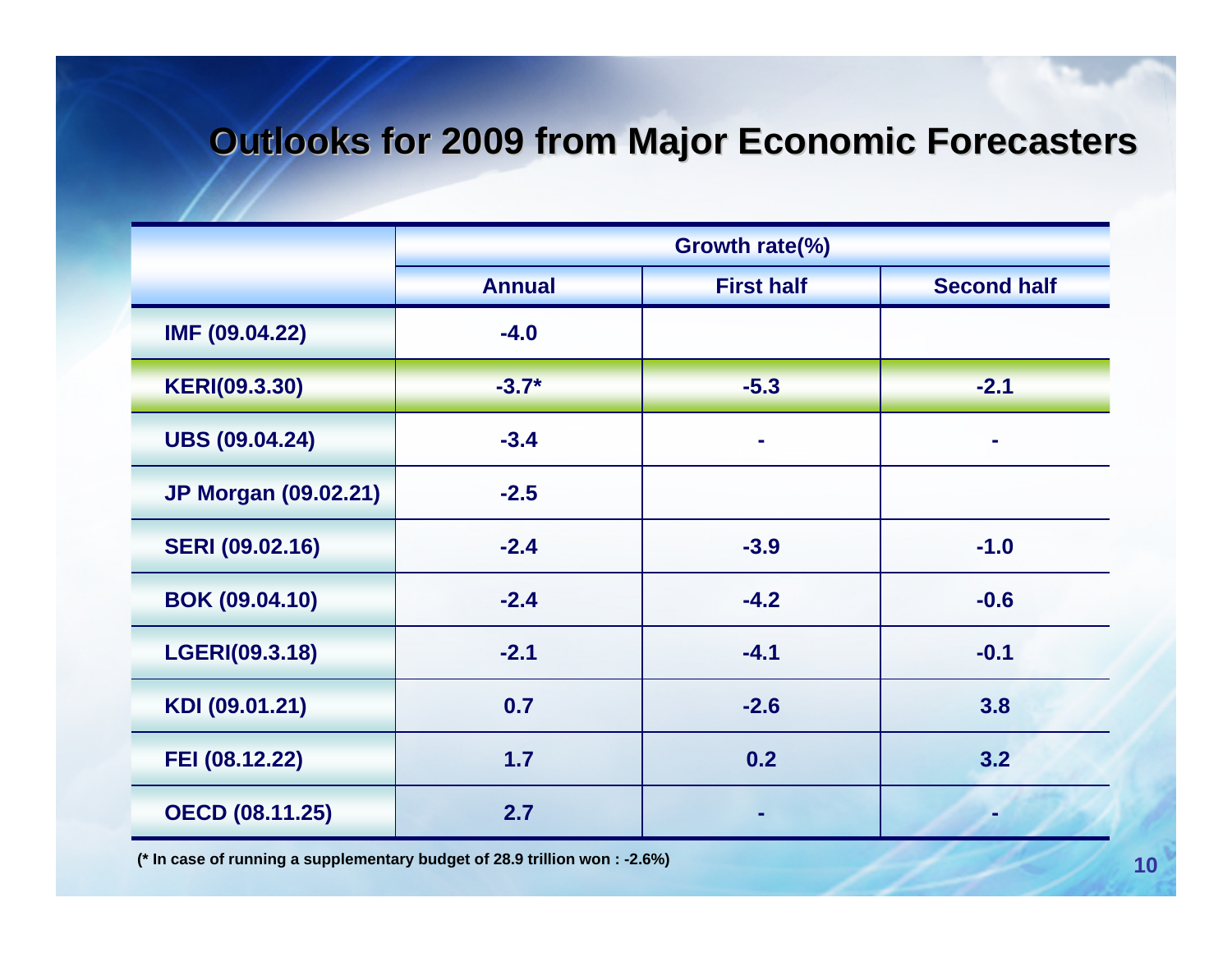# Outlooks for 2009 from Major Economic Forecasters

| | Growth rate(%) | | |
|---|---|---|---|
| | Annual | First half | Second half |
| IMF (09.04.22) | -4.0 | | |
| KERI(09.3.30) | -3.7* | -5.3 | -2.1 |
| UBS (09.04.24) | -3.4 | - | - |
| JP Morgan (09.02.21) | -2.5 | | |
| SERI (09.02.16) | -2.4 | -3.9 | -1.0 |
| BOK (09.04.10) | -2.4 | -4.2 | -0.6 |
| LGERI(09.3.18) | -2.1 | -4.1 | -0.1 |
| KDI (09.01.21) | 0.7 | -2.6 | 3.8 |
| FEI (08.12.22) | 1.7 | 0.2 | 3.2 |
| OECD (08.11.25) | 2.7 | - | - |

(* In case of running a supplementary budget of 28.9 trillion won : -2.6%)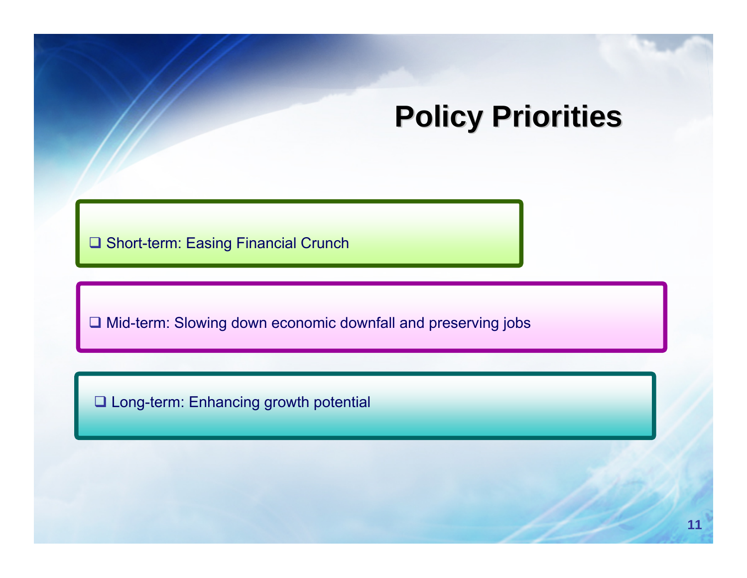# Policy Priorities

- Short-term: Easing Financial Crunch

- Mid-term: Slowing down economic downfall and preserving jobs

- Long-term: Enhancing growth potential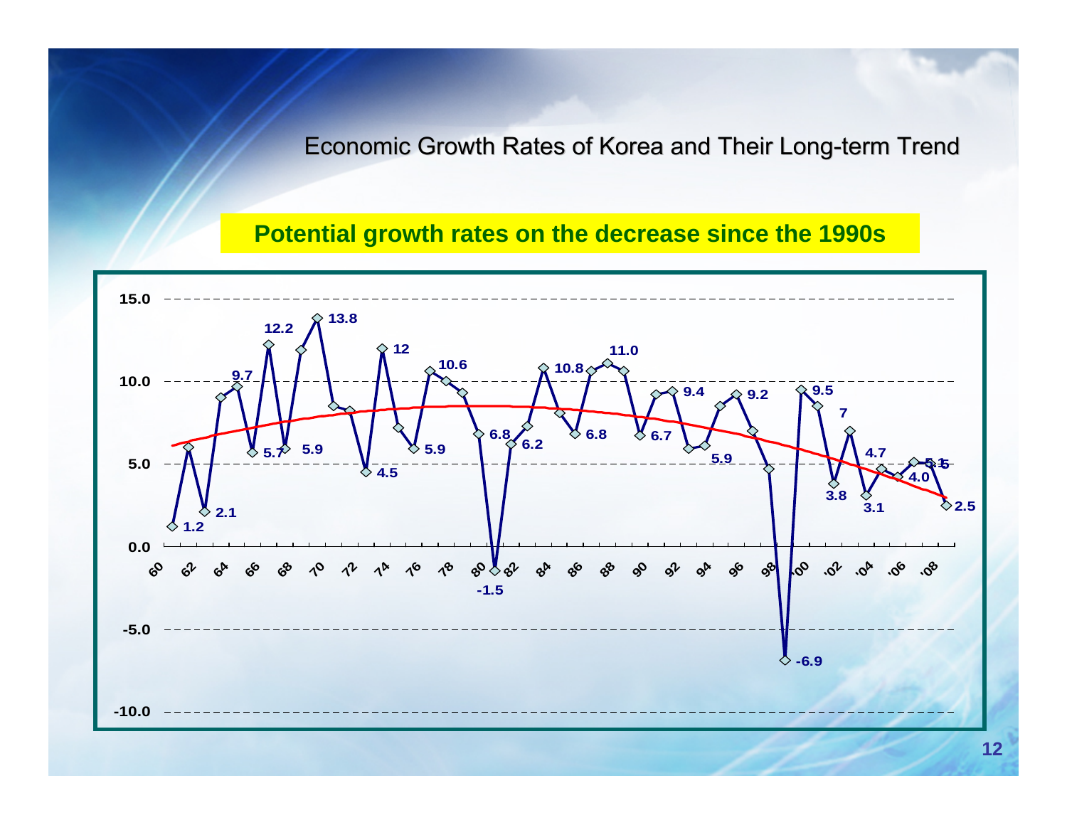Economic Growth Rates of Korea and Their Long-term Trend

**Potential growth rates on the decrease since the 1990s**

| Year | Growth rate |
| --- | --- |
| 60 | 1.2 |
| 62 | 2.1 |
| 64 | 9.7 |
| 66 | 5.7 / 12.2 |
| 68 | 5.9 |
| 70 | 13.8 |
| 72 | 4.5 |
| 74 | 12 |
| 76 | 5.9 / 10.6 |
| 80 | 6.8 / -1.5 |
| 82 | 6.2 |
| 84 | 10.8 |
| 86 | 6.8 |
| 88 | 11.0 |
| 90 | 6.7 |
| 92 | 9.4 |
| 94 | 5.9 |
| 96 | 9.2 |
| 98 | -6.9 |
| '00 | 9.5 |
| '02 | 7 / 3.8 |
| '04 | 3.1 / 4.7 |
| '06 | 4.0 / 5.1 / 5.5 |
| '08 | 2.5 |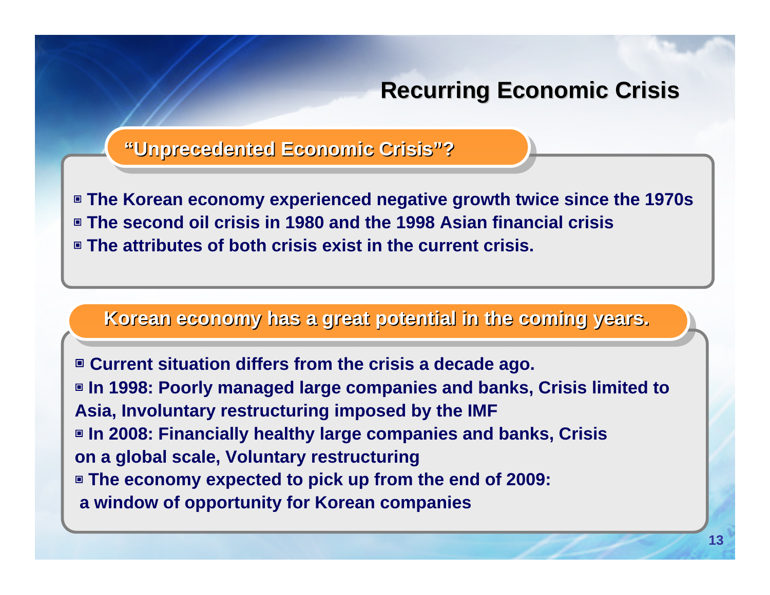# Recurring Economic Crisis

## "Unprecedented Economic Crisis"?

- **The Korean economy experienced negative growth twice since the 1970s**
- **The second oil crisis in 1980 and the 1998 Asian financial crisis**
- **The attributes of both crisis exist in the current crisis.**

## Korean economy has a great potential in the coming years.

- **Current situation differs from the crisis a decade ago.**
- **In 1998: Poorly managed large companies and banks, Crisis limited to Asia, Involuntary restructuring imposed by the IMF**
- **In 2008: Financially healthy large companies and banks, Crisis on a global scale, Voluntary restructuring**
- **The economy expected to pick up from the end of 2009: a window of opportunity for Korean companies**